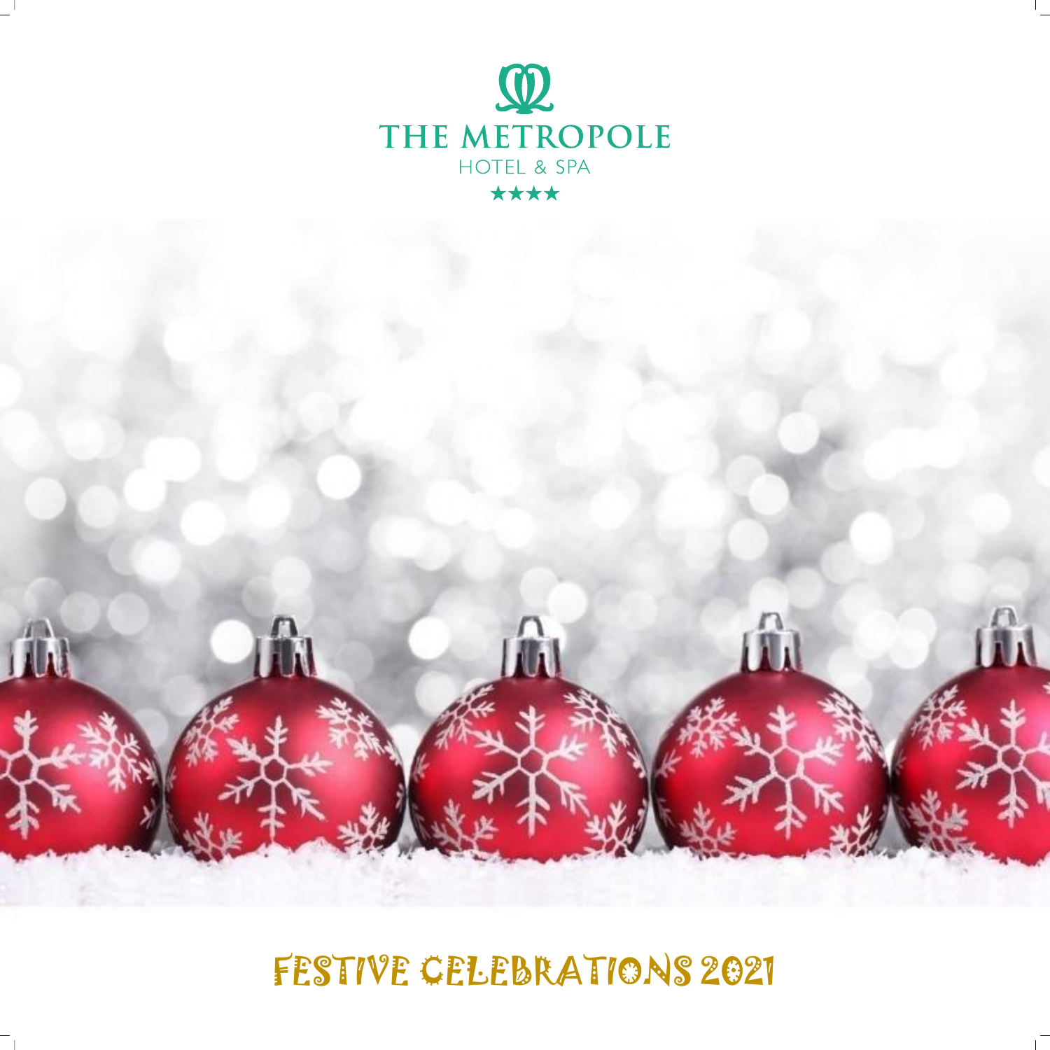# THE METROPOLE

HOTEL & SPA

★★★★

# FESTIVE CELEBRATIONS 2021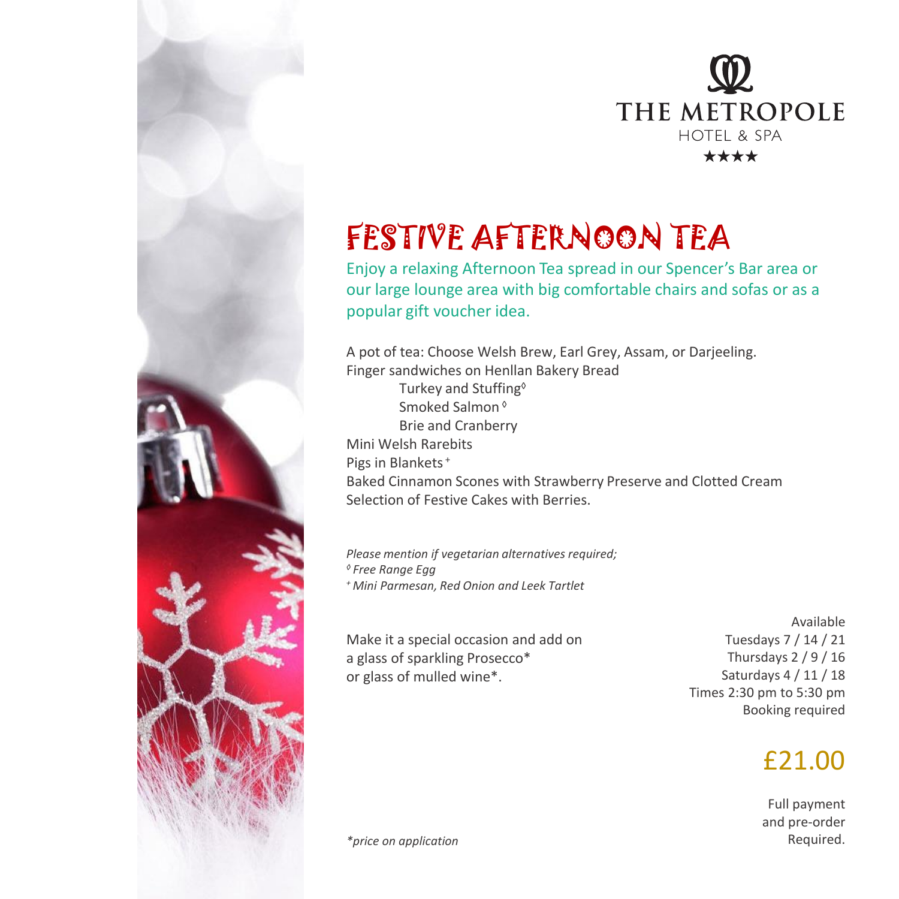THE METROPOLE

HOTEL & SPA

★★★★

# FESTIVE AFTERNOON TEA

Enjoy a relaxing Afternoon Tea spread in our Spencer's Bar area or our large lounge area with big comfortable chairs and sofas or as a popular gift voucher idea.

A pot of tea: Choose Welsh Brew, Earl Grey, Assam, or Darjeeling.
Finger sandwiches on Henllan Bakery Bread

- Turkey and Stuffing◊
- Smoked Salmon ◊
- Brie and Cranberry

Mini Welsh Rarebits
Pigs in Blankets +
Baked Cinnamon Scones with Strawberry Preserve and Clotted Cream
Selection of Festive Cakes with Berries.

*Please mention if vegetarian alternatives required;*
*◊ Free Range Egg*
*+ Mini Parmesan, Red Onion and Leek Tartlet*

Make it a special occasion and add on a glass of sparkling Prosecco* or glass of mulled wine*.

Available
Tuesdays 7 / 14 / 21
Thursdays 2 / 9 / 16
Saturdays 4 / 11 / 18
Times 2:30 pm to 5:30 pm
Booking required

£21.00

Full payment and pre-order Required.

*\*price on application*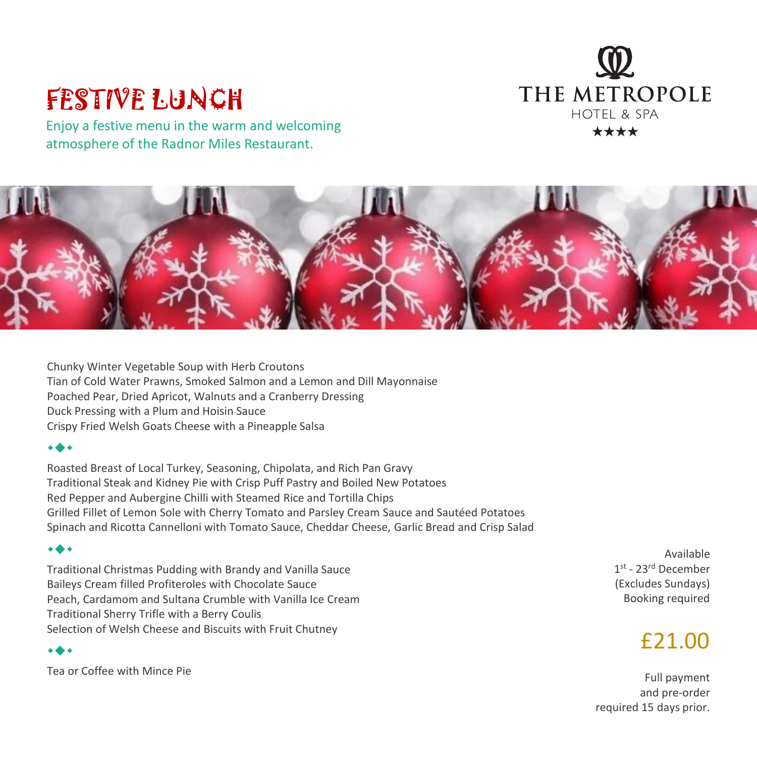# FESTIVE LUNCH

Enjoy a festive menu in the warm and welcoming atmosphere of the Radnor Miles Restaurant.

THE METROPOLE
HOTEL & SPA
★★★★

Chunky Winter Vegetable Soup with Herb Croutons
Tian of Cold Water Prawns, Smoked Salmon and a Lemon and Dill Mayonnaise
Poached Pear, Dried Apricot, Walnuts and a Cranberry Dressing
Duck Pressing with a Plum and Hoisin Sauce
Crispy Fried Welsh Goats Cheese with a Pineapple Salsa

⬩◆⬩

Roasted Breast of Local Turkey, Seasoning, Chipolata, and Rich Pan Gravy
Traditional Steak and Kidney Pie with Crisp Puff Pastry and Boiled New Potatoes
Red Pepper and Aubergine Chilli with Steamed Rice and Tortilla Chips
Grilled Fillet of Lemon Sole with Cherry Tomato and Parsley Cream Sauce and Sautéed Potatoes
Spinach and Ricotta Cannelloni with Tomato Sauce, Cheddar Cheese, Garlic Bread and Crisp Salad

⬩◆⬩

Traditional Christmas Pudding with Brandy and Vanilla Sauce
Baileys Cream filled Profiteroles with Chocolate Sauce
Peach, Cardamom and Sultana Crumble with Vanilla Ice Cream
Traditional Sherry Trifle with a Berry Coulis
Selection of Welsh Cheese and Biscuits with Fruit Chutney

⬩◆⬩

Tea or Coffee with Mince Pie

Available
1st - 23rd December
(Excludes Sundays)
Booking required

## £21.00

Full payment
and pre-order
required 15 days prior.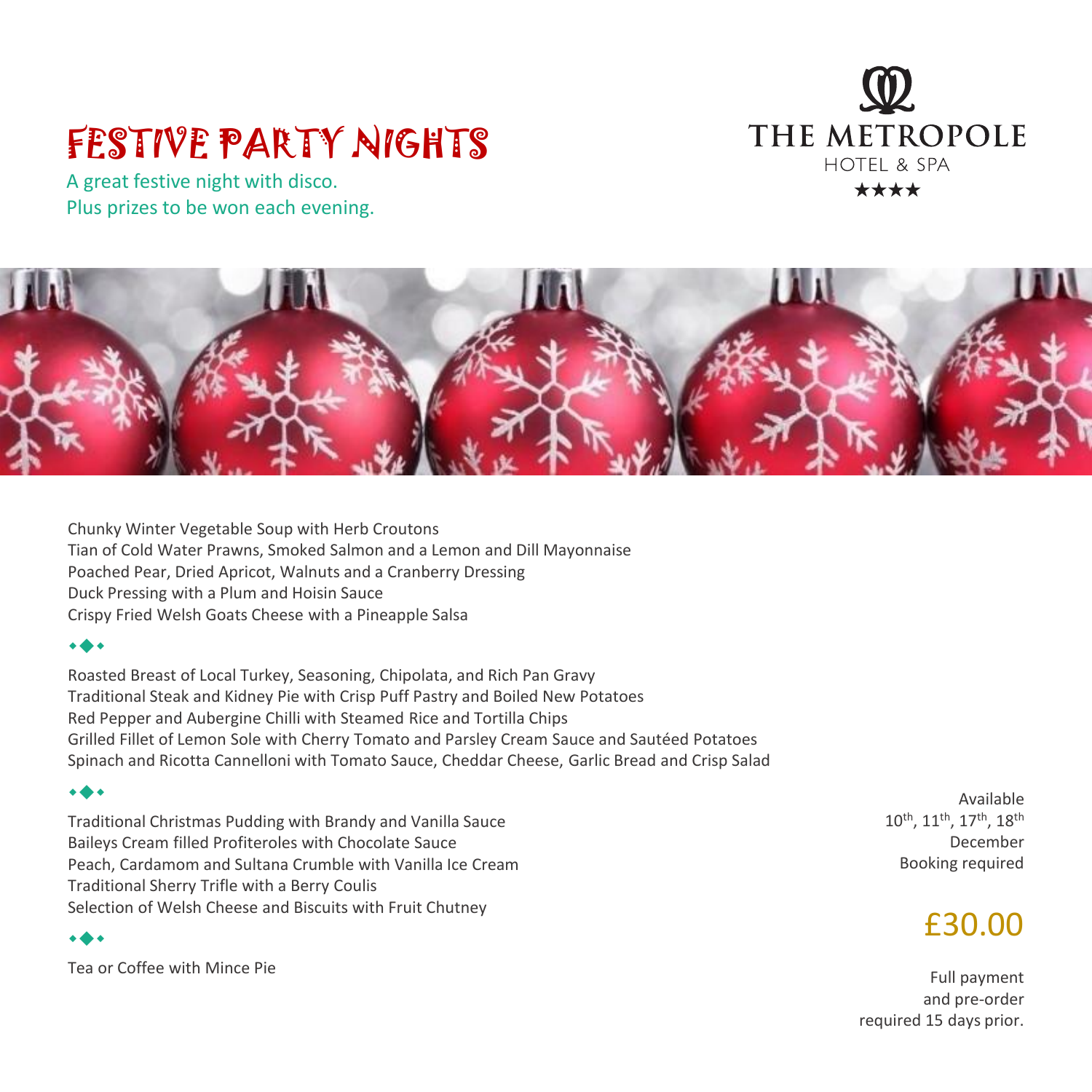# FESTIVE PARTY NIGHTS

A great festive night with disco.
Plus prizes to be won each evening.

THE METROPOLE
HOTEL & SPA
★★★★

Chunky Winter Vegetable Soup with Herb Croutons
Tian of Cold Water Prawns, Smoked Salmon and a Lemon and Dill Mayonnaise
Poached Pear, Dried Apricot, Walnuts and a Cranberry Dressing
Duck Pressing with a Plum and Hoisin Sauce
Crispy Fried Welsh Goats Cheese with a Pineapple Salsa

⬩◆⬩

Roasted Breast of Local Turkey, Seasoning, Chipolata, and Rich Pan Gravy
Traditional Steak and Kidney Pie with Crisp Puff Pastry and Boiled New Potatoes
Red Pepper and Aubergine Chilli with Steamed Rice and Tortilla Chips
Grilled Fillet of Lemon Sole with Cherry Tomato and Parsley Cream Sauce and Sautéed Potatoes
Spinach and Ricotta Cannelloni with Tomato Sauce, Cheddar Cheese, Garlic Bread and Crisp Salad

⬩◆⬩

Traditional Christmas Pudding with Brandy and Vanilla Sauce
Baileys Cream filled Profiteroles with Chocolate Sauce
Peach, Cardamom and Sultana Crumble with Vanilla Ice Cream
Traditional Sherry Trifle with a Berry Coulis
Selection of Welsh Cheese and Biscuits with Fruit Chutney

⬩◆⬩

Tea or Coffee with Mince Pie

Available
10th, 11th, 17th, 18th
December
Booking required

## £30.00

Full payment
and pre-order
required 15 days prior.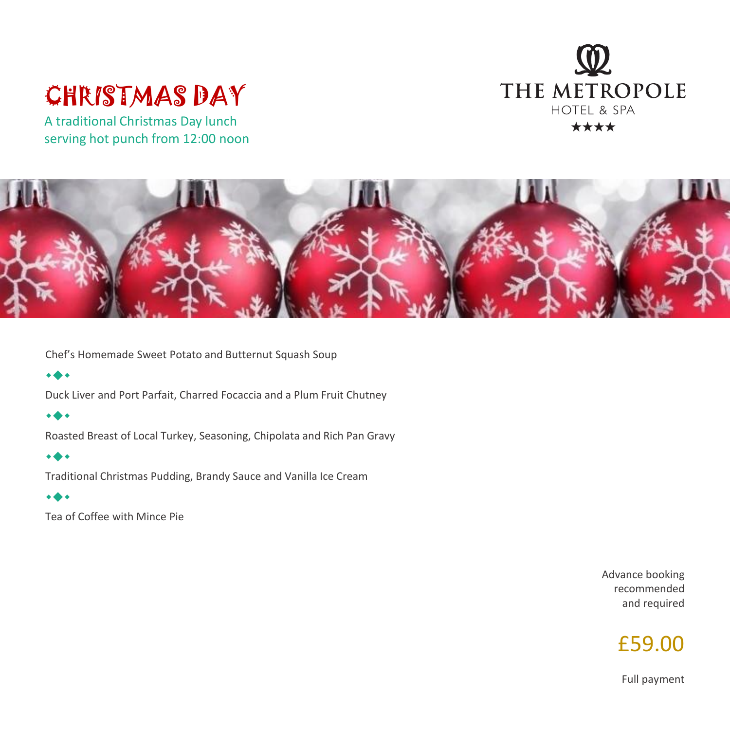# CHRISTMAS DAY

A traditional Christmas Day lunch
serving hot punch from 12:00 noon

THE METROPOLE
HOTEL & SPA
★★★★

Chef's Homemade Sweet Potato and Butternut Squash Soup

⬩◆⬩

Duck Liver and Port Parfait, Charred Focaccia and a Plum Fruit Chutney

⬩◆⬩

Roasted Breast of Local Turkey, Seasoning, Chipolata and Rich Pan Gravy

⬩◆⬩

Traditional Christmas Pudding, Brandy Sauce and Vanilla Ice Cream

⬩◆⬩

Tea of Coffee with Mince Pie

Advance booking
recommended
and required

£59.00

Full payment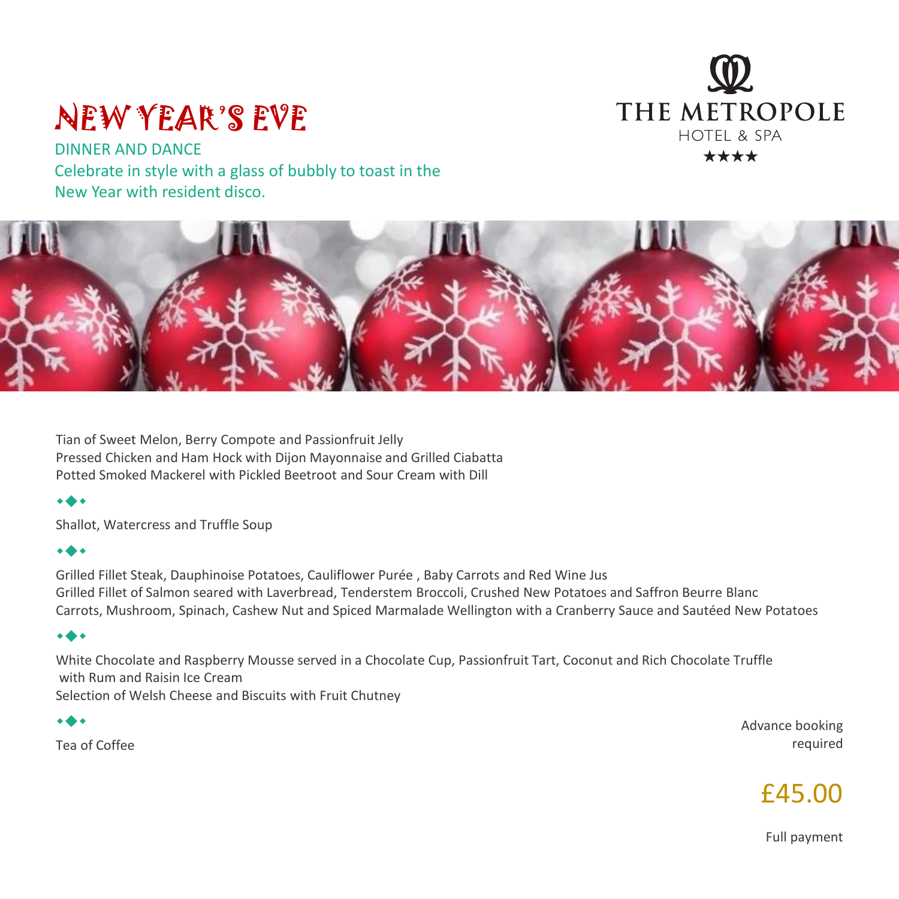# NEW YEAR'S EVE

DINNER AND DANCE

Celebrate in style with a glass of bubbly to toast in the New Year with resident disco.

THE METROPOLE

HOTEL & SPA

★★★★

Tian of Sweet Melon, Berry Compote and Passionfruit Jelly
Pressed Chicken and Ham Hock with Dijon Mayonnaise and Grilled Ciabatta
Potted Smoked Mackerel with Pickled Beetroot and Sour Cream with Dill

⬩◆⬩

Shallot, Watercress and Truffle Soup

⬩◆⬩

Grilled Fillet Steak, Dauphinoise Potatoes, Cauliflower Purée , Baby Carrots and Red Wine Jus
Grilled Fillet of Salmon seared with Laverbread, Tenderstem Broccoli, Crushed New Potatoes and Saffron Beurre Blanc
Carrots, Mushroom, Spinach, Cashew Nut and Spiced Marmalade Wellington with a Cranberry Sauce and Sautéed New Potatoes

⬩◆⬩

White Chocolate and Raspberry Mousse served in a Chocolate Cup, Passionfruit Tart, Coconut and Rich Chocolate Truffle with Rum and Raisin Ice Cream
Selection of Welsh Cheese and Biscuits with Fruit Chutney

⬩◆⬩

Tea of Coffee

Advance booking required

£45.00

Full payment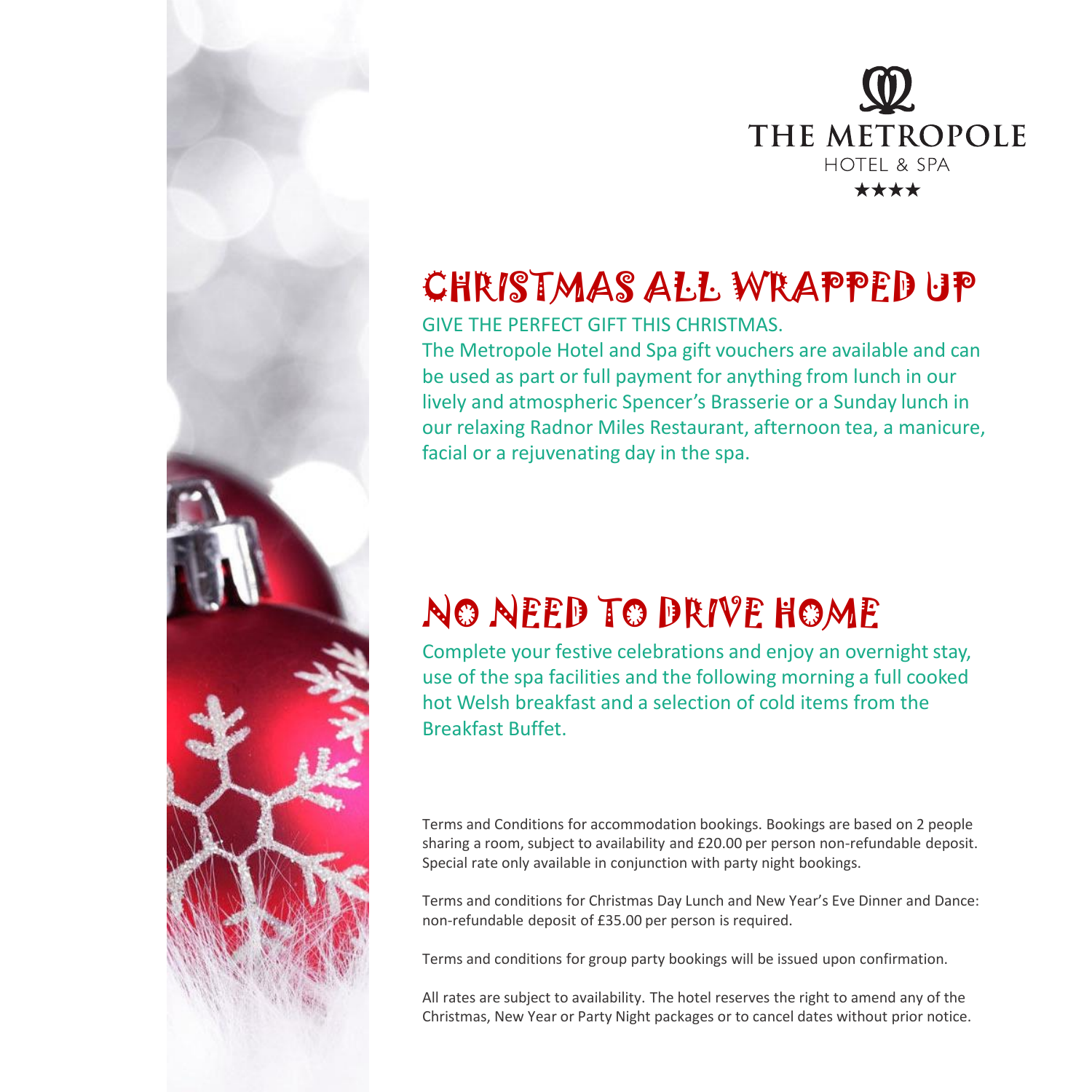THE METROPOLE
HOTEL & SPA
★★★★

## CHRISTMAS ALL WRAPPED UP

GIVE THE PERFECT GIFT THIS CHRISTMAS.

The Metropole Hotel and Spa gift vouchers are available and can be used as part or full payment for anything from lunch in our lively and atmospheric Spencer's Brasserie or a Sunday lunch in our relaxing Radnor Miles Restaurant, afternoon tea, a manicure, facial or a rejuvenating day in the spa.

## NO NEED TO DRIVE HOME

Complete your festive celebrations and enjoy an overnight stay, use of the spa facilities and the following morning a full cooked hot Welsh breakfast and a selection of cold items from the Breakfast Buffet.

Terms and Conditions for accommodation bookings. Bookings are based on 2 people sharing a room, subject to availability and £20.00 per person non-refundable deposit. Special rate only available in conjunction with party night bookings.

Terms and conditions for Christmas Day Lunch and New Year's Eve Dinner and Dance: non-refundable deposit of £35.00 per person is required.

Terms and conditions for group party bookings will be issued upon confirmation.

All rates are subject to availability. The hotel reserves the right to amend any of the Christmas, New Year or Party Night packages or to cancel dates without prior notice.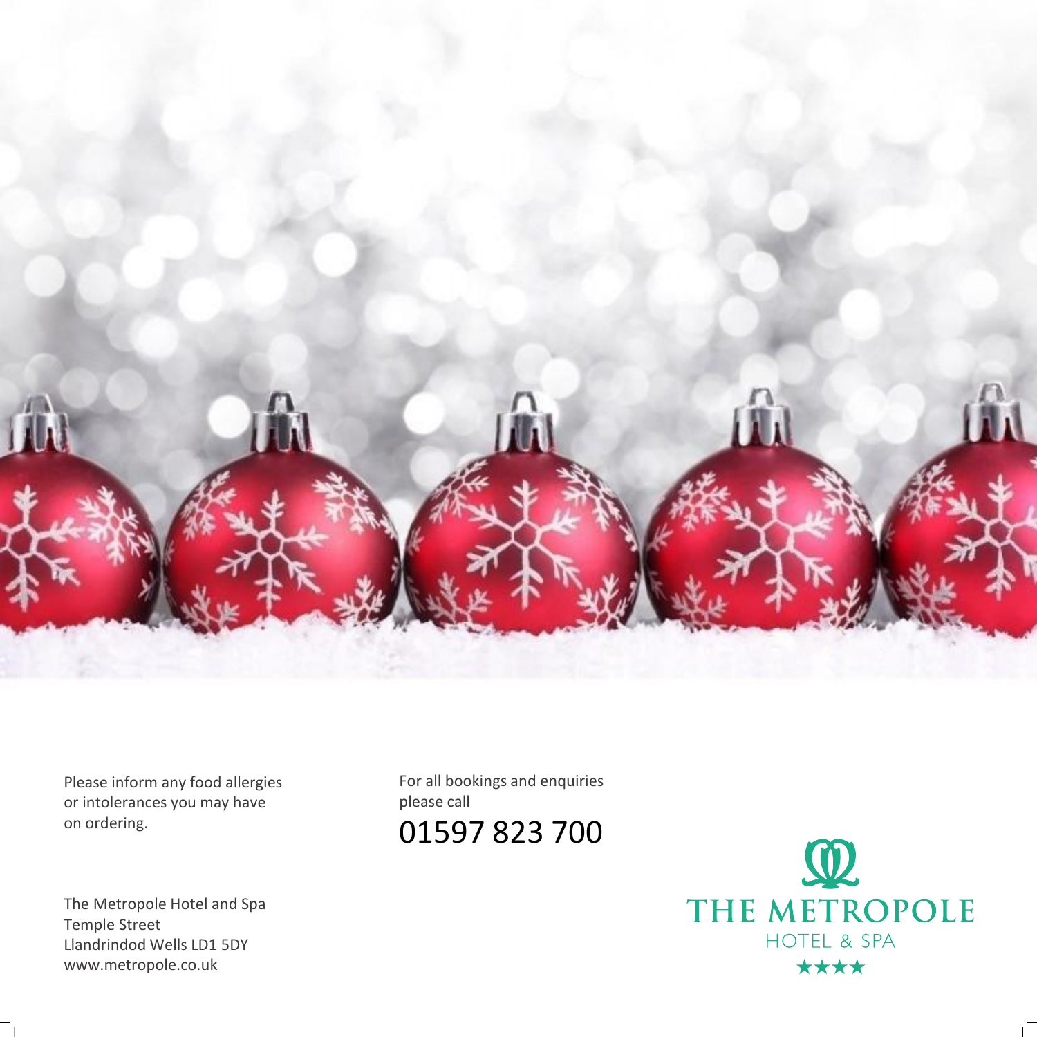Please inform any food allergies or intolerances you may have on ordering.

For all bookings and enquiries please call

01597 823 700

The Metropole Hotel and Spa
Temple Street
Llandrindod Wells LD1 5DY
www.metropole.co.uk

THE METROPOLE
HOTEL & SPA
★★★★